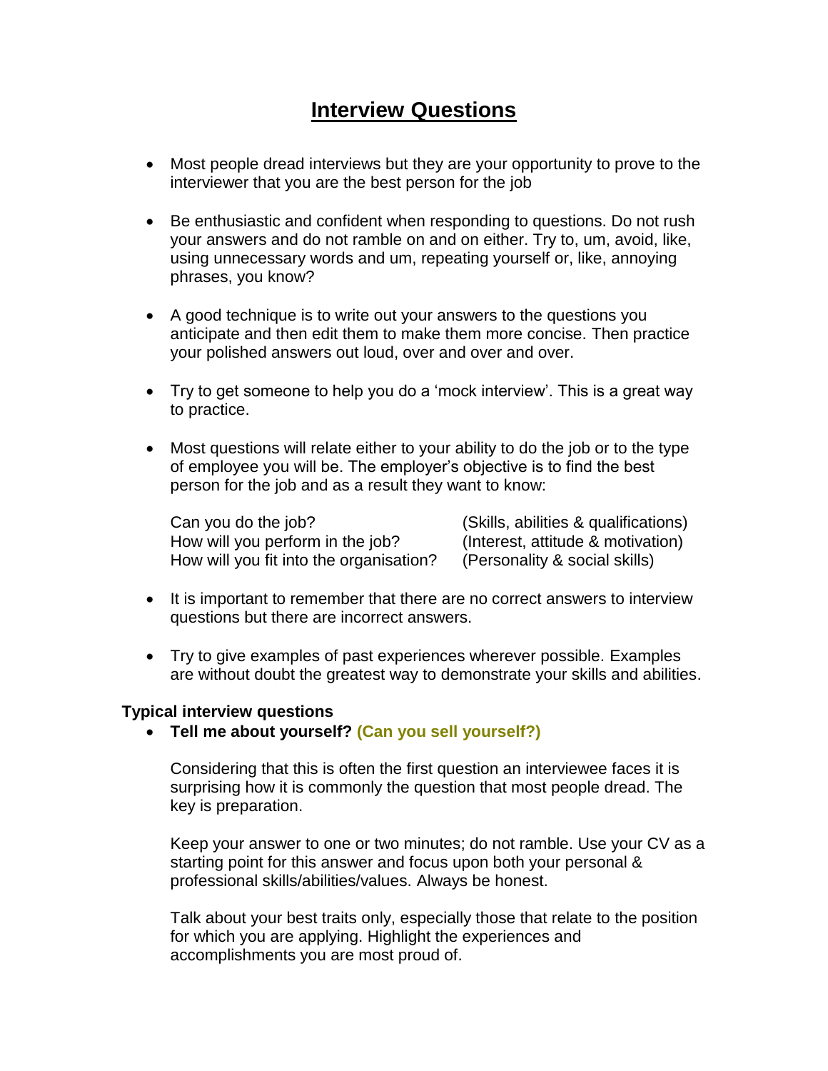# Interview Questions

- Most people dread interviews but they are your opportunity to prove to the interviewer that you are the best person for the job

- Be enthusiastic and confident when responding to questions. Do not rush your answers and do not ramble on and on either. Try to, um, avoid, like, using unnecessary words and um, repeating yourself or, like, annoying phrases, you know?

- A good technique is to write out your answers to the questions you anticipate and then edit them to make them more concise. Then practice your polished answers out loud, over and over and over.

- Try to get someone to help you do a 'mock interview'. This is a great way to practice.

- Most questions will relate either to your ability to do the job or to the type of employee you will be. The employer's objective is to find the best person for the job and as a result they want to know:

  | | |
  |---|---|
  | Can you do the job? | (Skills, abilities & qualifications) |
  | How will you perform in the job? | (Interest, attitude & motivation) |
  | How will you fit into the organisation? | (Personality & social skills) |

- It is important to remember that there are no correct answers to interview questions but there are incorrect answers.

- Try to give examples of past experiences wherever possible. Examples are without doubt the greatest way to demonstrate your skills and abilities.

### Typical interview questions

- **Tell me about yourself? (Can you sell yourself?)**

  Considering that this is often the first question an interviewee faces it is surprising how it is commonly the question that most people dread. The key is preparation.

  Keep your answer to one or two minutes; do not ramble. Use your CV as a starting point for this answer and focus upon both your personal & professional skills/abilities/values. Always be honest.

  Talk about your best traits only, especially those that relate to the position for which you are applying. Highlight the experiences and accomplishments you are most proud of.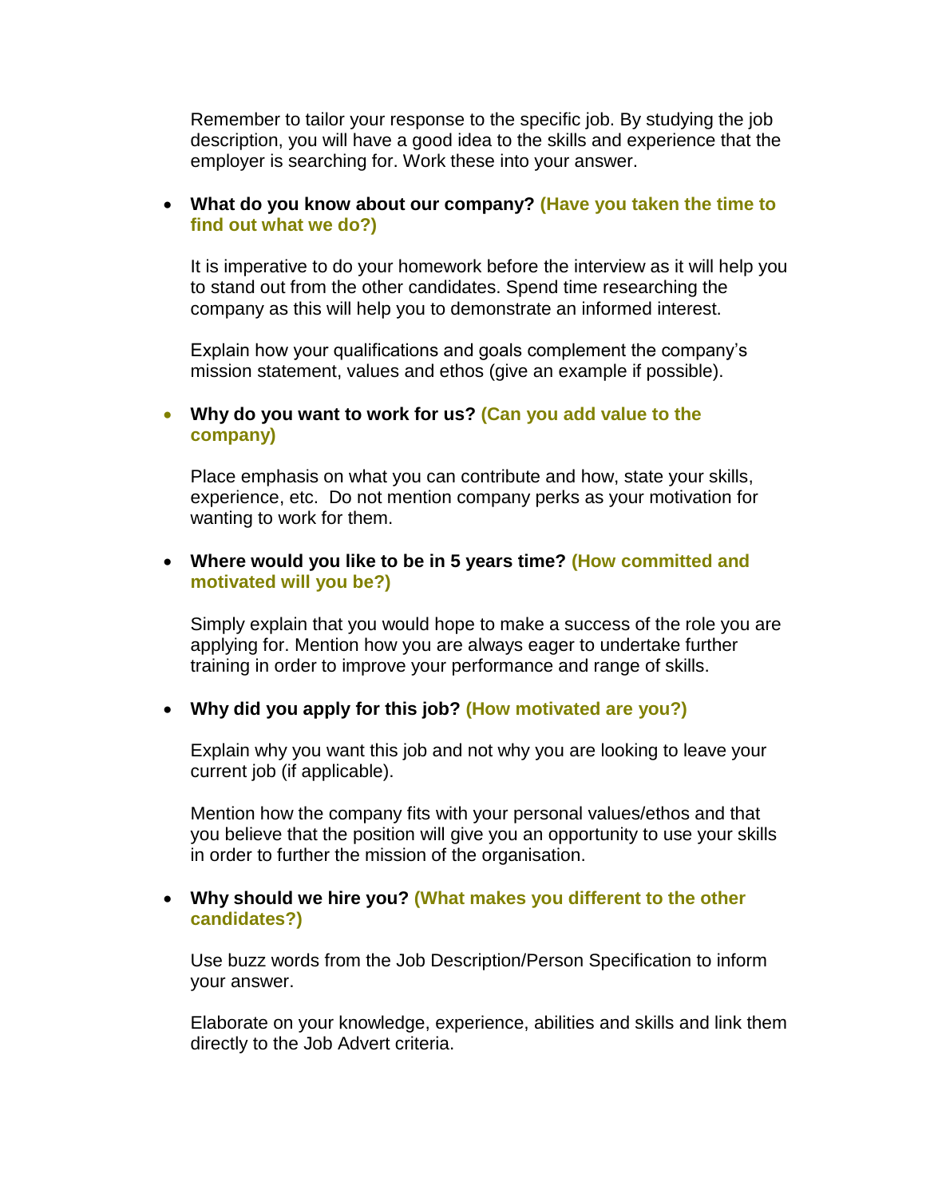Remember to tailor your response to the specific job. By studying the job description, you will have a good idea to the skills and experience that the employer is searching for. Work these into your answer.

- **What do you know about our company? (Have you taken the time to find out what we do?)**

  It is imperative to do your homework before the interview as it will help you to stand out from the other candidates. Spend time researching the company as this will help you to demonstrate an informed interest.

  Explain how your qualifications and goals complement the company's mission statement, values and ethos (give an example if possible).

- **Why do you want to work for us? (Can you add value to the company)**

  Place emphasis on what you can contribute and how, state your skills, experience, etc. Do not mention company perks as your motivation for wanting to work for them.

- **Where would you like to be in 5 years time? (How committed and motivated will you be?)**

  Simply explain that you would hope to make a success of the role you are applying for. Mention how you are always eager to undertake further training in order to improve your performance and range of skills.

- **Why did you apply for this job? (How motivated are you?)**

  Explain why you want this job and not why you are looking to leave your current job (if applicable).

  Mention how the company fits with your personal values/ethos and that you believe that the position will give you an opportunity to use your skills in order to further the mission of the organisation.

- **Why should we hire you? (What makes you different to the other candidates?)**

  Use buzz words from the Job Description/Person Specification to inform your answer.

  Elaborate on your knowledge, experience, abilities and skills and link them directly to the Job Advert criteria.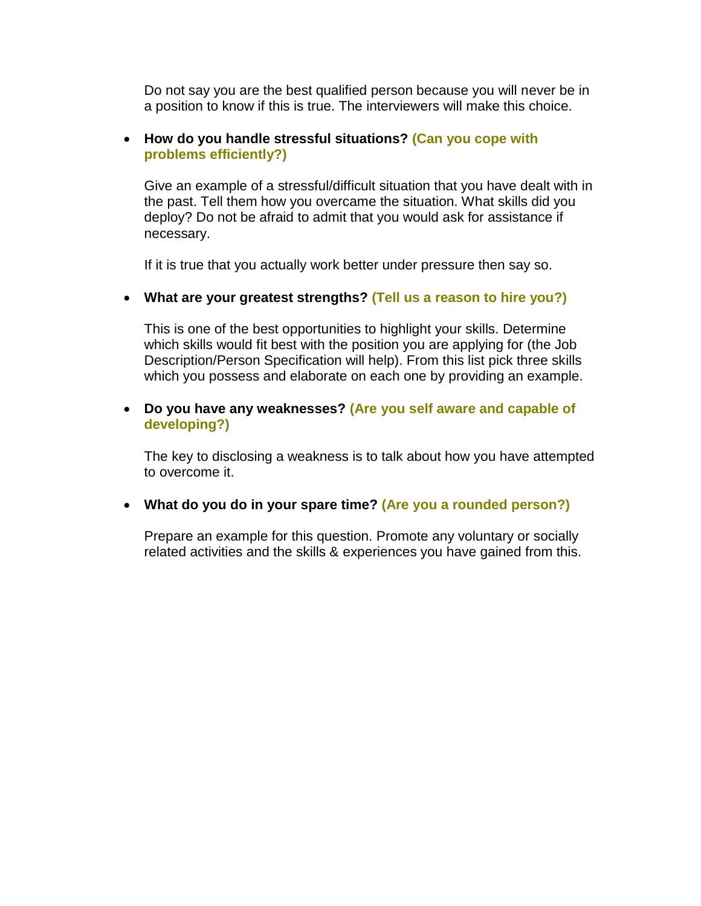Do not say you are the best qualified person because you will never be in a position to know if this is true. The interviewers will make this choice.

- **How do you handle stressful situations? (Can you cope with problems efficiently?)**

  Give an example of a stressful/difficult situation that you have dealt with in the past. Tell them how you overcame the situation. What skills did you deploy? Do not be afraid to admit that you would ask for assistance if necessary.

  If it is true that you actually work better under pressure then say so.

- **What are your greatest strengths? (Tell us a reason to hire you?)**

  This is one of the best opportunities to highlight your skills. Determine which skills would fit best with the position you are applying for (the Job Description/Person Specification will help). From this list pick three skills which you possess and elaborate on each one by providing an example.

- **Do you have any weaknesses? (Are you self aware and capable of developing?)**

  The key to disclosing a weakness is to talk about how you have attempted to overcome it.

- **What do you do in your spare time? (Are you a rounded person?)**

  Prepare an example for this question. Promote any voluntary or socially related activities and the skills & experiences you have gained from this.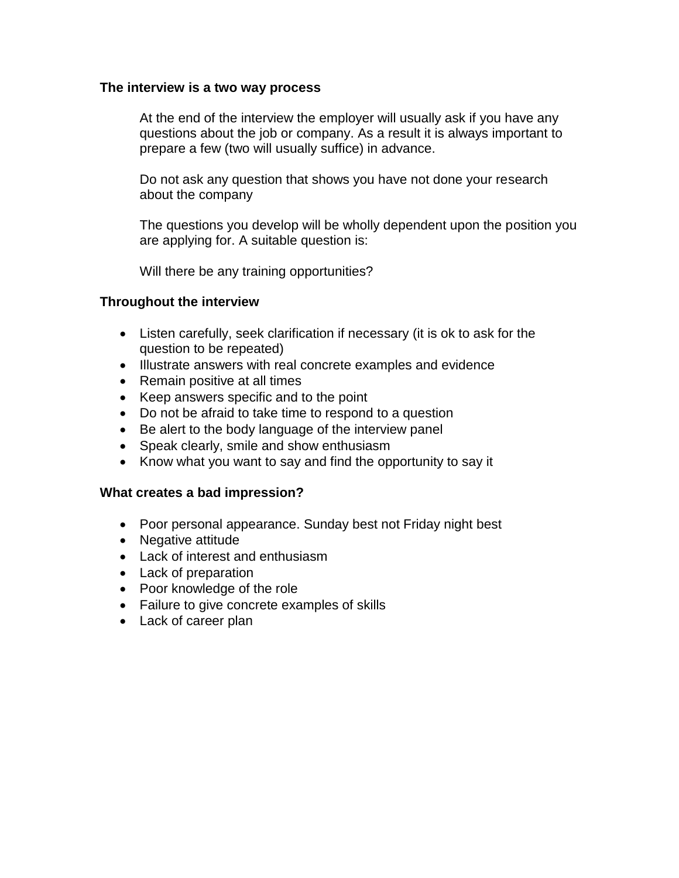**The interview is a two way process**

At the end of the interview the employer will usually ask if you have any questions about the job or company. As a result it is always important to prepare a few (two will usually suffice) in advance.

Do not ask any question that shows you have not done your research about the company

The questions you develop will be wholly dependent upon the position you are applying for. A suitable question is:

Will there be any training opportunities?

**Throughout the interview**

- Listen carefully, seek clarification if necessary (it is ok to ask for the question to be repeated)
- Illustrate answers with real concrete examples and evidence
- Remain positive at all times
- Keep answers specific and to the point
- Do not be afraid to take time to respond to a question
- Be alert to the body language of the interview panel
- Speak clearly, smile and show enthusiasm
- Know what you want to say and find the opportunity to say it

**What creates a bad impression?**

- Poor personal appearance. Sunday best not Friday night best
- Negative attitude
- Lack of interest and enthusiasm
- Lack of preparation
- Poor knowledge of the role
- Failure to give concrete examples of skills
- Lack of career plan